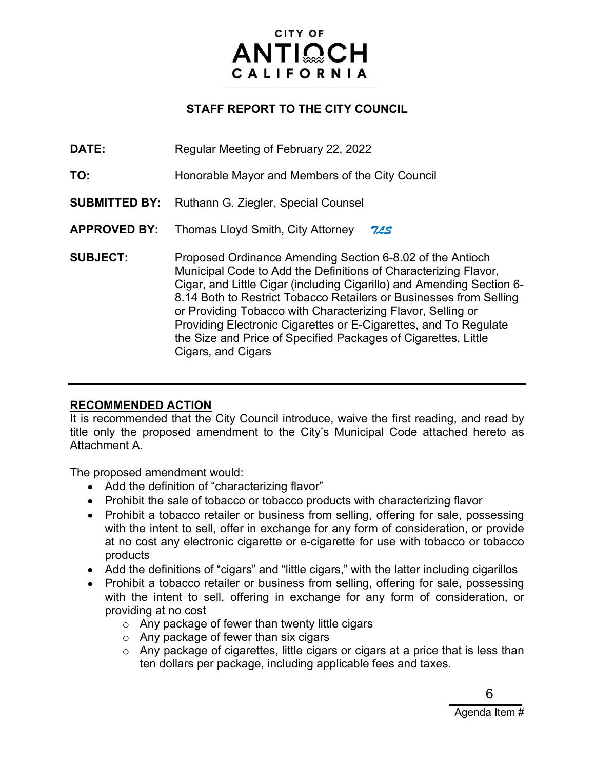CITY OF
ANTIOCH
CALIFORNIA

**STAFF REPORT TO THE CITY COUNCIL**

| | |
|---|---|
| **DATE:** | Regular Meeting of February 22, 2022 |
| **TO:** | Honorable Mayor and Members of the City Council |
| **SUBMITTED BY:** | Ruthann G. Ziegler, Special Counsel |
| **APPROVED BY:** | Thomas Lloyd Smith, City Attorney *TLS* |
| **SUBJECT:** | Proposed Ordinance Amending Section 6-8.02 of the Antioch Municipal Code to Add the Definitions of Characterizing Flavor, Cigar, and Little Cigar (including Cigarillo) and Amending Section 6-8.14 Both to Restrict Tobacco Retailers or Businesses from Selling or Providing Tobacco with Characterizing Flavor, Selling or Providing Electronic Cigarettes or E-Cigarettes, and To Regulate the Size and Price of Specified Packages of Cigarettes, Little Cigars, and Cigars |

## RECOMMENDED ACTION

It is recommended that the City Council introduce, waive the first reading, and read by title only the proposed amendment to the City's Municipal Code attached hereto as Attachment A.

The proposed amendment would:

- Add the definition of "characterizing flavor"
- Prohibit the sale of tobacco or tobacco products with characterizing flavor
- Prohibit a tobacco retailer or business from selling, offering for sale, possessing with the intent to sell, offer in exchange for any form of consideration, or provide at no cost any electronic cigarette or e-cigarette for use with tobacco or tobacco products
- Add the definitions of "cigars" and "little cigars," with the latter including cigarillos
- Prohibit a tobacco retailer or business from selling, offering for sale, possessing with the intent to sell, offering in exchange for any form of consideration, or providing at no cost
  - Any package of fewer than twenty little cigars
  - Any package of fewer than six cigars
  - Any package of cigarettes, little cigars or cigars at a price that is less than ten dollars per package, including applicable fees and taxes.

6
Agenda Item #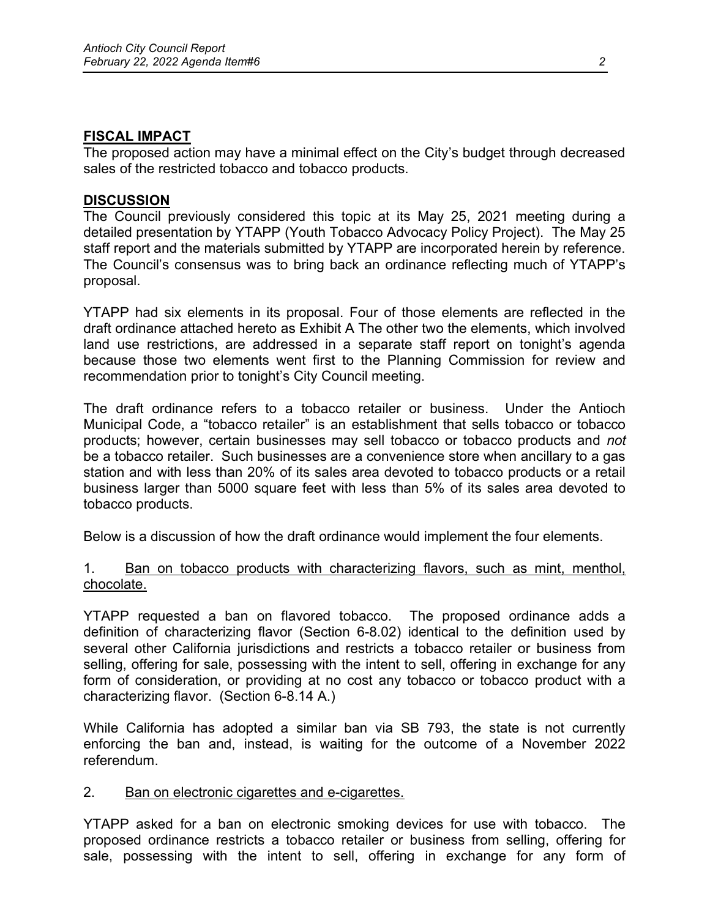## FISCAL IMPACT

The proposed action may have a minimal effect on the City's budget through decreased sales of the restricted tobacco and tobacco products.

## DISCUSSION

The Council previously considered this topic at its May 25, 2021 meeting during a detailed presentation by YTAPP (Youth Tobacco Advocacy Policy Project). The May 25 staff report and the materials submitted by YTAPP are incorporated herein by reference. The Council's consensus was to bring back an ordinance reflecting much of YTAPP's proposal.

YTAPP had six elements in its proposal. Four of those elements are reflected in the draft ordinance attached hereto as Exhibit A The other two the elements, which involved land use restrictions, are addressed in a separate staff report on tonight's agenda because those two elements went first to the Planning Commission for review and recommendation prior to tonight's City Council meeting.

The draft ordinance refers to a tobacco retailer or business. Under the Antioch Municipal Code, a "tobacco retailer" is an establishment that sells tobacco or tobacco products; however, certain businesses may sell tobacco or tobacco products and *not* be a tobacco retailer. Such businesses are a convenience store when ancillary to a gas station and with less than 20% of its sales area devoted to tobacco products or a retail business larger than 5000 square feet with less than 5% of its sales area devoted to tobacco products.

Below is a discussion of how the draft ordinance would implement the four elements.

1. Ban on tobacco products with characterizing flavors, such as mint, menthol, chocolate.

YTAPP requested a ban on flavored tobacco. The proposed ordinance adds a definition of characterizing flavor (Section 6-8.02) identical to the definition used by several other California jurisdictions and restricts a tobacco retailer or business from selling, offering for sale, possessing with the intent to sell, offering in exchange for any form of consideration, or providing at no cost any tobacco or tobacco product with a characterizing flavor. (Section 6-8.14 A.)

While California has adopted a similar ban via SB 793, the state is not currently enforcing the ban and, instead, is waiting for the outcome of a November 2022 referendum.

2. Ban on electronic cigarettes and e-cigarettes.

YTAPP asked for a ban on electronic smoking devices for use with tobacco. The proposed ordinance restricts a tobacco retailer or business from selling, offering for sale, possessing with the intent to sell, offering in exchange for any form of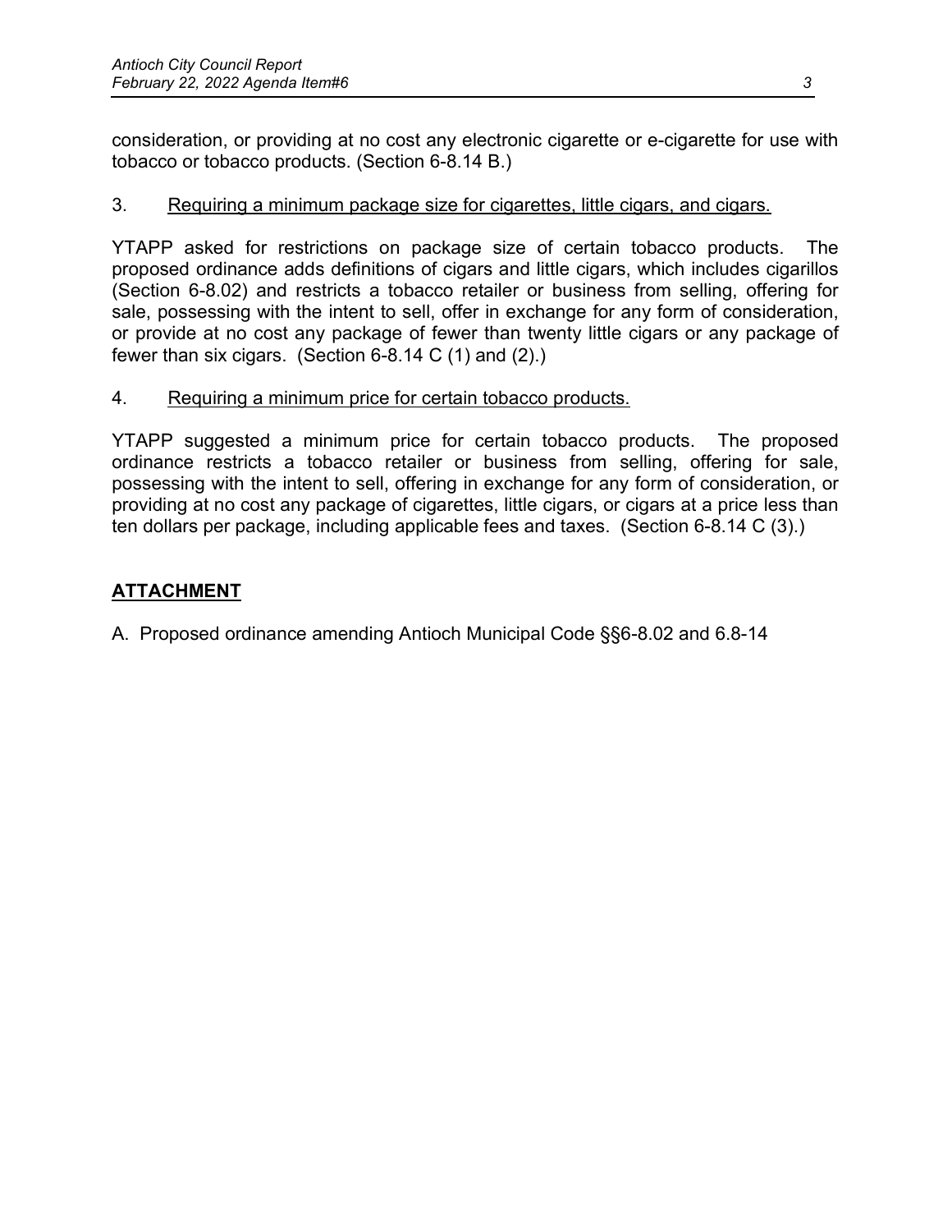consideration, or providing at no cost any electronic cigarette or e-cigarette for use with tobacco or tobacco products. (Section 6-8.14 B.)

3. Requiring a minimum package size for cigarettes, little cigars, and cigars.

YTAPP asked for restrictions on package size of certain tobacco products. The proposed ordinance adds definitions of cigars and little cigars, which includes cigarillos (Section 6-8.02) and restricts a tobacco retailer or business from selling, offering for sale, possessing with the intent to sell, offer in exchange for any form of consideration, or provide at no cost any package of fewer than twenty little cigars or any package of fewer than six cigars. (Section 6-8.14 C (1) and (2).)

4. Requiring a minimum price for certain tobacco products.

YTAPP suggested a minimum price for certain tobacco products. The proposed ordinance restricts a tobacco retailer or business from selling, offering for sale, possessing with the intent to sell, offering in exchange for any form of consideration, or providing at no cost any package of cigarettes, little cigars, or cigars at a price less than ten dollars per package, including applicable fees and taxes. (Section 6-8.14 C (3).)

## ATTACHMENT

A. Proposed ordinance amending Antioch Municipal Code §§6-8.02 and 6.8-14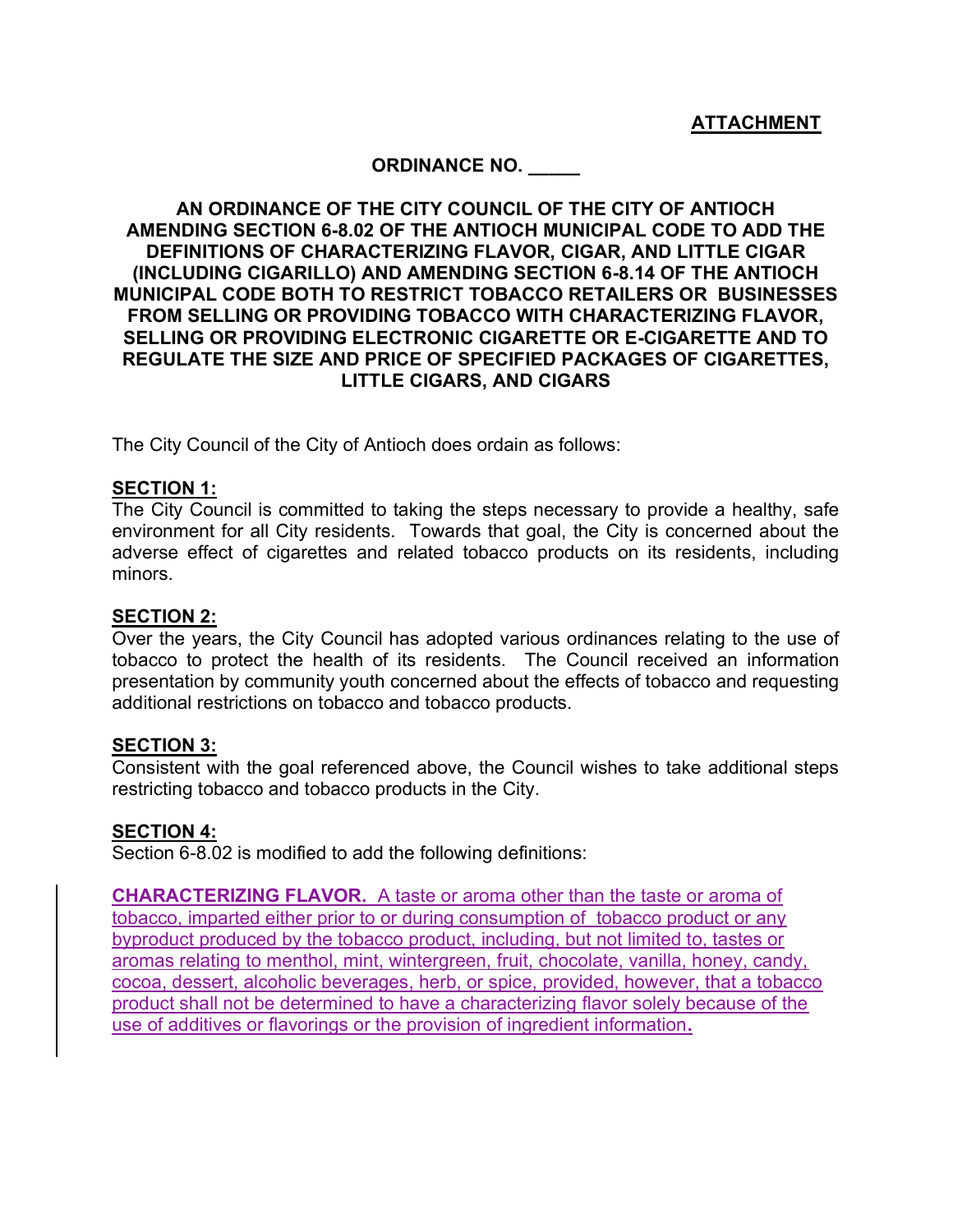**ATTACHMENT**

**ORDINANCE NO. _____**

**AN ORDINANCE OF THE CITY COUNCIL OF THE CITY OF ANTIOCH AMENDING SECTION 6-8.02 OF THE ANTIOCH MUNICIPAL CODE TO ADD THE DEFINITIONS OF CHARACTERIZING FLAVOR, CIGAR, AND LITTLE CIGAR (INCLUDING CIGARILLO) AND AMENDING SECTION 6-8.14 OF THE ANTIOCH MUNICIPAL CODE BOTH TO RESTRICT TOBACCO RETAILERS OR BUSINESSES FROM SELLING OR PROVIDING TOBACCO WITH CHARACTERIZING FLAVOR, SELLING OR PROVIDING ELECTRONIC CIGARETTE OR E-CIGARETTE AND TO REGULATE THE SIZE AND PRICE OF SPECIFIED PACKAGES OF CIGARETTES, LITTLE CIGARS, AND CIGARS**

The City Council of the City of Antioch does ordain as follows:

**SECTION 1:**

The City Council is committed to taking the steps necessary to provide a healthy, safe environment for all City residents. Towards that goal, the City is concerned about the adverse effect of cigarettes and related tobacco products on its residents, including minors.

**SECTION 2:**

Over the years, the City Council has adopted various ordinances relating to the use of tobacco to protect the health of its residents. The Council received an information presentation by community youth concerned about the effects of tobacco and requesting additional restrictions on tobacco and tobacco products.

**SECTION 3:**

Consistent with the goal referenced above, the Council wishes to take additional steps restricting tobacco and tobacco products in the City.

**SECTION 4:**

Section 6-8.02 is modified to add the following definitions:

**CHARACTERIZING FLAVOR.** A taste or aroma other than the taste or aroma of tobacco, imparted either prior to or during consumption of tobacco product or any byproduct produced by the tobacco product, including, but not limited to, tastes or aromas relating to menthol, mint, wintergreen, fruit, chocolate, vanilla, honey, candy, cocoa, dessert, alcoholic beverages, herb, or spice, provided, however, that a tobacco product shall not be determined to have a characterizing flavor solely because of the use of additives or flavorings or the provision of ingredient information.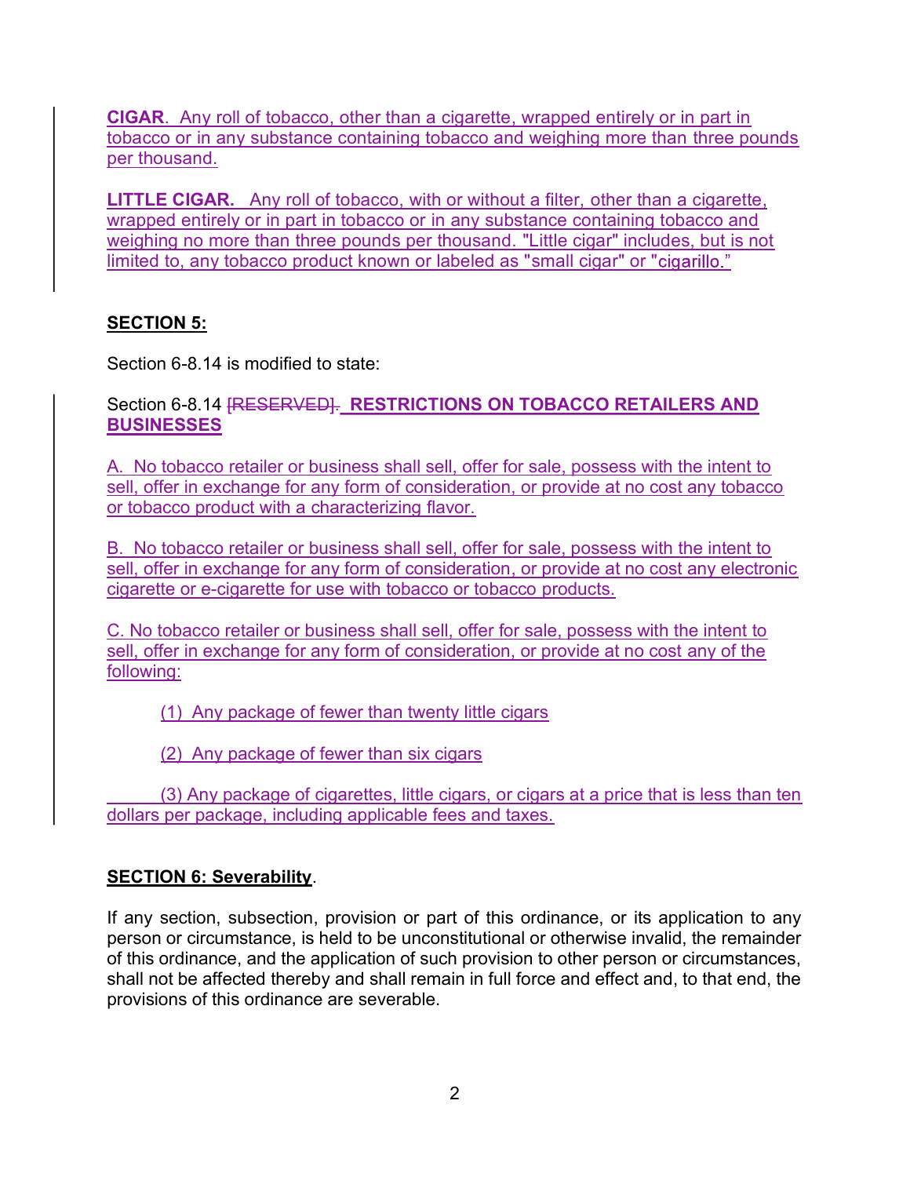**CIGAR**. Any roll of tobacco, other than a cigarette, wrapped entirely or in part in tobacco or in any substance containing tobacco and weighing more than three pounds per thousand.

**LITTLE CIGAR.** Any roll of tobacco, with or without a filter, other than a cigarette, wrapped entirely or in part in tobacco or in any substance containing tobacco and weighing no more than three pounds per thousand. "Little cigar" includes, but is not limited to, any tobacco product known or labeled as "small cigar" or "cigarillo."

**SECTION 5:**

Section 6-8.14 is modified to state:

Section 6-8.14 ~~[RESERVED].~~ **RESTRICTIONS ON TOBACCO RETAILERS AND BUSINESSES**

A. No tobacco retailer or business shall sell, offer for sale, possess with the intent to sell, offer in exchange for any form of consideration, or provide at no cost any tobacco or tobacco product with a characterizing flavor.

B. No tobacco retailer or business shall sell, offer for sale, possess with the intent to sell, offer in exchange for any form of consideration, or provide at no cost any electronic cigarette or e-cigarette for use with tobacco or tobacco products.

C. No tobacco retailer or business shall sell, offer for sale, possess with the intent to sell, offer in exchange for any form of consideration, or provide at no cost any of the following:

(1) Any package of fewer than twenty little cigars

(2) Any package of fewer than six cigars

(3) Any package of cigarettes, little cigars, or cigars at a price that is less than ten dollars per package, including applicable fees and taxes.

**SECTION 6: Severability**.

If any section, subsection, provision or part of this ordinance, or its application to any person or circumstance, is held to be unconstitutional or otherwise invalid, the remainder of this ordinance, and the application of such provision to other person or circumstances, shall not be affected thereby and shall remain in full force and effect and, to that end, the provisions of this ordinance are severable.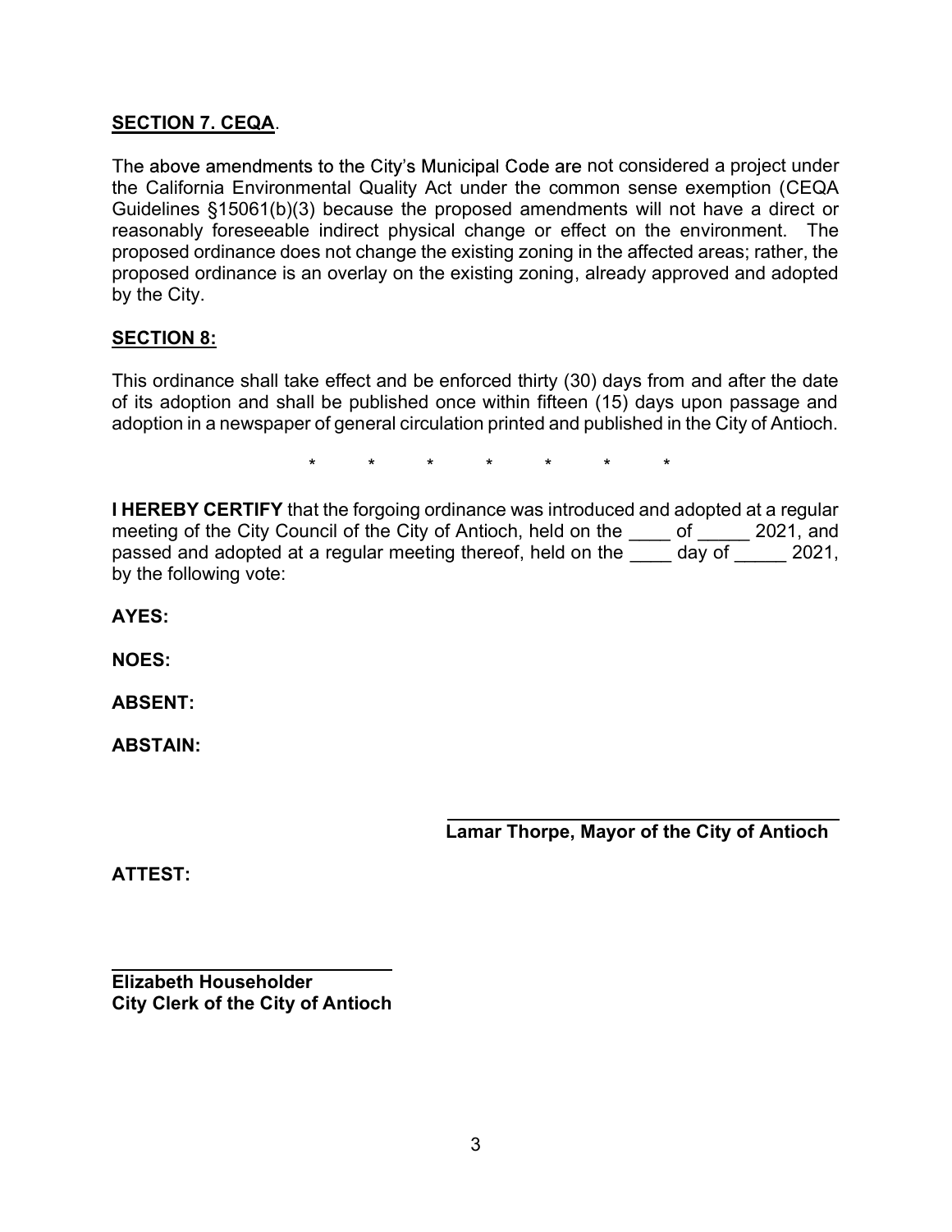**SECTION 7. CEQA**.

The above amendments to the City's Municipal Code are not considered a project under the California Environmental Quality Act under the common sense exemption (CEQA Guidelines §15061(b)(3) because the proposed amendments will not have a direct or reasonably foreseeable indirect physical change or effect on the environment. The proposed ordinance does not change the existing zoning in the affected areas; rather, the proposed ordinance is an overlay on the existing zoning, already approved and adopted by the City.

**SECTION 8:**

This ordinance shall take effect and be enforced thirty (30) days from and after the date of its adoption and shall be published once within fifteen (15) days upon passage and adoption in a newspaper of general circulation printed and published in the City of Antioch.

\* \* \* \* \* \* \*

**I HEREBY CERTIFY** that the forgoing ordinance was introduced and adopted at a regular meeting of the City Council of the City of Antioch, held on the ____ of _____ 2021, and passed and adopted at a regular meeting thereof, held on the ____ day of _____ 2021, by the following vote:

**AYES:**

**NOES:**

**ABSENT:**

**ABSTAIN:**

\_\_\_\_\_\_\_\_\_\_\_\_\_\_\_\_\_\_\_\_\_\_\_\_\_\_\_\_\_\_\_\_\_\_\_\_\_\_\_\_

**Lamar Thorpe, Mayor of the City of Antioch**

**ATTEST:**

\_\_\_\_\_\_\_\_\_\_\_\_\_\_\_\_\_\_\_\_\_\_\_\_\_\_\_\_\_\_

**Elizabeth Householder**
**City Clerk of the City of Antioch**